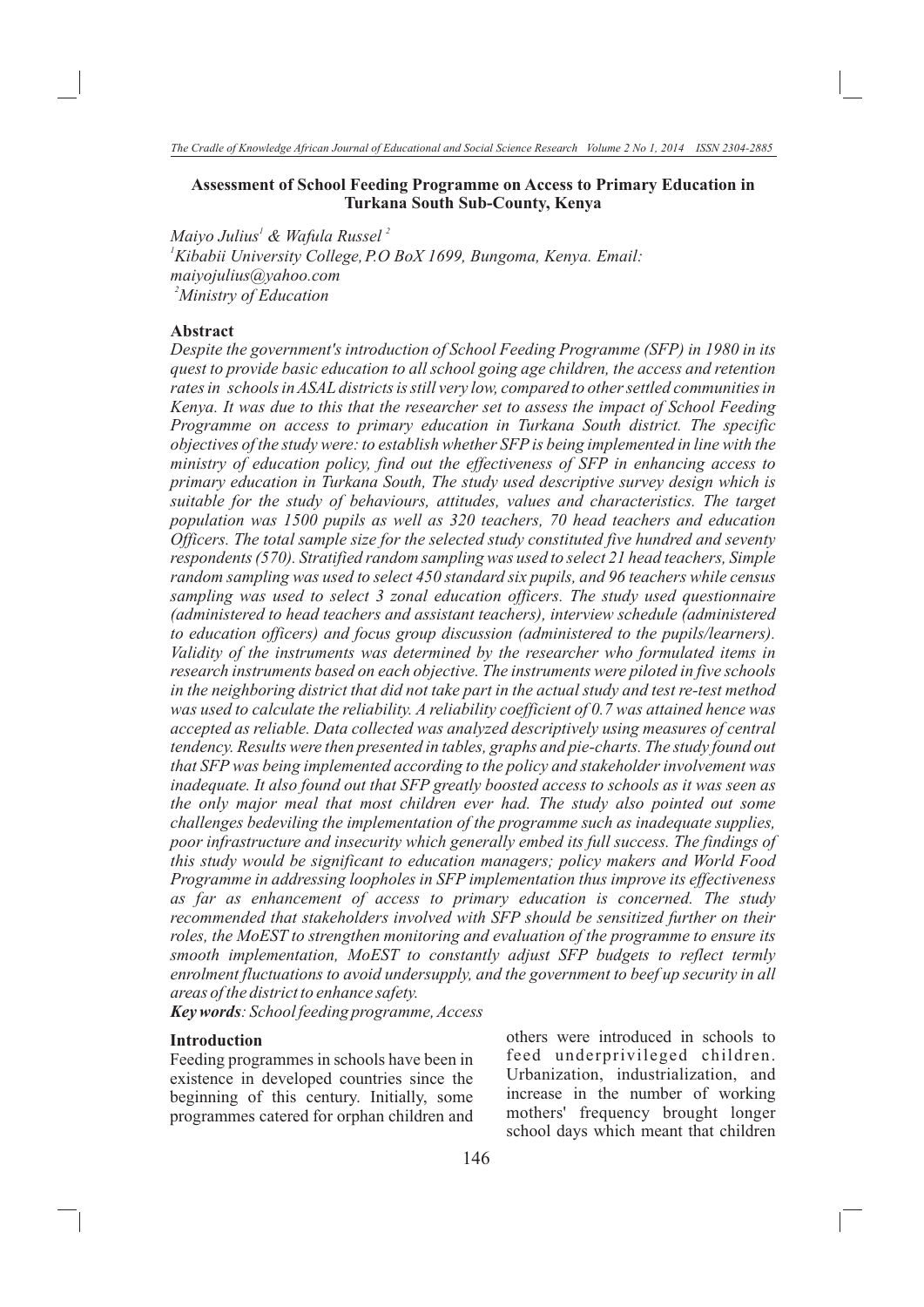# Assessment of School Feeding Programme on Access to Primary Education in Turkana South Sub-County, Kenya

*Maiyo Julius*[1] *& Wafula Russel*[2]

[1]*Kibabii University College, P.O BoX 1699, Bungoma, Kenya. Email: maiyojulius@yahoo.com*

[2]*Ministry of Education*

## Abstract

*Despite the government's introduction of School Feeding Programme (SFP) in 1980 in its quest to provide basic education to all school going age children, the access and retention rates in schools in ASAL districts is still very low, compared to other settled communities in Kenya. It was due to this that the researcher set to assess the impact of School Feeding Programme on access to primary education in Turkana South district. The specific objectives of the study were: to establish whether SFP is being implemented in line with the ministry of education policy, find out the effectiveness of SFP in enhancing access to primary education in Turkana South, The study used descriptive survey design which is suitable for the study of behaviours, attitudes, values and characteristics. The target population was 1500 pupils as well as 320 teachers, 70 head teachers and education Officers. The total sample size for the selected study constituted five hundred and seventy respondents (570). Stratified random sampling was used to select 21 head teachers, Simple random sampling was used to select 450 standard six pupils, and 96 teachers while census sampling was used to select 3 zonal education officers. The study used questionnaire (administered to head teachers and assistant teachers), interview schedule (administered to education officers) and focus group discussion (administered to the pupils/learners). Validity of the instruments was determined by the researcher who formulated items in research instruments based on each objective. The instruments were piloted in five schools in the neighboring district that did not take part in the actual study and test re-test method was used to calculate the reliability. A reliability coefficient of 0.7 was attained hence was accepted as reliable. Data collected was analyzed descriptively using measures of central tendency. Results were then presented in tables, graphs and pie-charts. The study found out that SFP was being implemented according to the policy and stakeholder involvement was inadequate. It also found out that SFP greatly boosted access to schools as it was seen as the only major meal that most children ever had. The study also pointed out some challenges bedeviling the implementation of the programme such as inadequate supplies, poor infrastructure and insecurity which generally embed its full success. The findings of this study would be significant to education managers; policy makers and World Food Programme in addressing loopholes in SFP implementation thus improve its effectiveness as far as enhancement of access to primary education is concerned. The study recommended that stakeholders involved with SFP should be sensitized further on their roles, the MoEST to strengthen monitoring and evaluation of the programme to ensure its smooth implementation, MoEST to constantly adjust SFP budgets to reflect termly enrolment fluctuations to avoid undersupply, and the government to beef up security in all areas of the district to enhance safety.*

***Key words**: School feeding programme, Access*

## Introduction

Feeding programmes in schools have been in existence in developed countries since the beginning of this century. Initially, some programmes catered for orphan children and others were introduced in schools to feed underprivileged children. Urbanization, industrialization, and increase in the number of working mothers' frequency brought longer school days which meant that children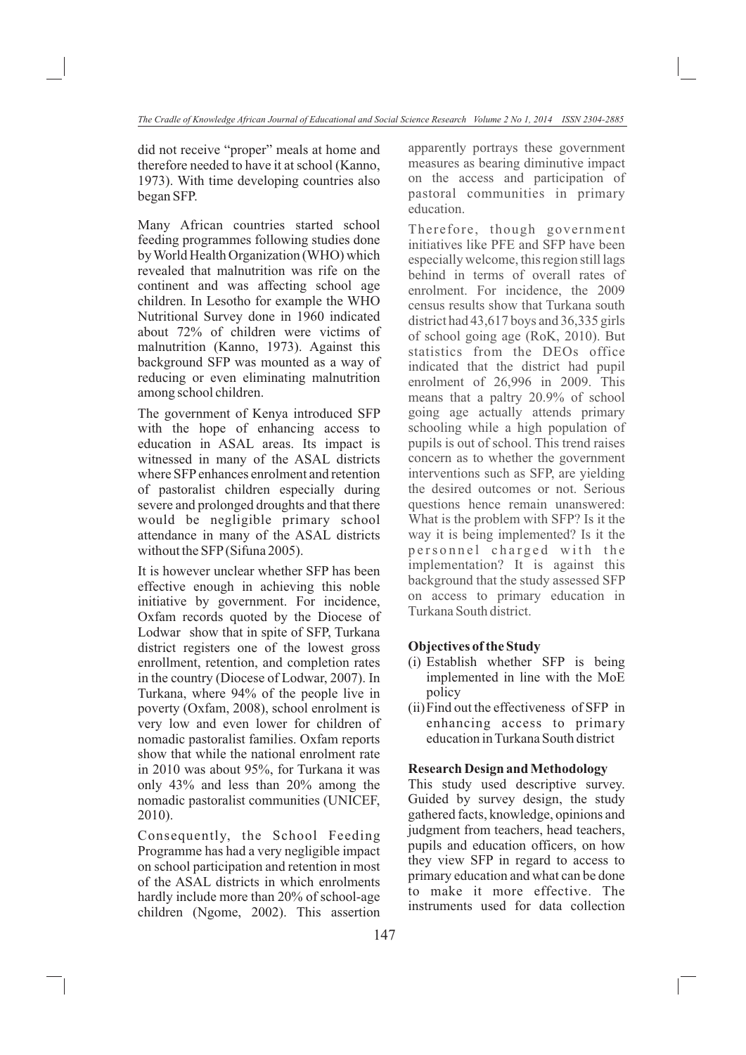did not receive "proper" meals at home and therefore needed to have it at school (Kanno, 1973). With time developing countries also began SFP.

Many African countries started school feeding programmes following studies done by World Health Organization (WHO) which revealed that malnutrition was rife on the continent and was affecting school age children. In Lesotho for example the WHO Nutritional Survey done in 1960 indicated about 72% of children were victims of malnutrition (Kanno, 1973). Against this background SFP was mounted as a way of reducing or even eliminating malnutrition among school children.

The government of Kenya introduced SFP with the hope of enhancing access to education in ASAL areas. Its impact is witnessed in many of the ASAL districts where SFP enhances enrolment and retention of pastoralist children especially during severe and prolonged droughts and that there would be negligible primary school attendance in many of the ASAL districts without the SFP (Sifuna 2005).

It is however unclear whether SFP has been effective enough in achieving this noble initiative by government. For incidence, Oxfam records quoted by the Diocese of Lodwar show that in spite of SFP, Turkana district registers one of the lowest gross enrollment, retention, and completion rates in the country (Diocese of Lodwar, 2007). In Turkana, where 94% of the people live in poverty (Oxfam, 2008), school enrolment is very low and even lower for children of nomadic pastoralist families. Oxfam reports show that while the national enrolment rate in 2010 was about 95%, for Turkana it was only 43% and less than 20% among the nomadic pastoralist communities (UNICEF, 2010).

Consequently, the School Feeding Programme has had a very negligible impact on school participation and retention in most of the ASAL districts in which enrolments hardly include more than 20% of school-age children (Ngome, 2002). This assertion apparently portrays these government measures as bearing diminutive impact on the access and participation of pastoral communities in primary education.

Therefore, though government initiatives like PFE and SFP have been especially welcome, this region still lags behind in terms of overall rates of enrolment. For incidence, the 2009 census results show that Turkana south district had 43,617 boys and 36,335 girls of school going age (RoK, 2010). But statistics from the DEOs office indicated that the district had pupil enrolment of 26,996 in 2009. This means that a paltry 20.9% of school going age actually attends primary schooling while a high population of pupils is out of school. This trend raises concern as to whether the government interventions such as SFP, are yielding the desired outcomes or not. Serious questions hence remain unanswered: What is the problem with SFP? Is it the way it is being implemented? Is it the personnel charged with the implementation? It is against this background that the study assessed SFP on access to primary education in Turkana South district.

**Objectives of the Study**

(i) Establish whether SFP is being implemented in line with the MoE policy

(ii) Find out the effectiveness of SFP in enhancing access to primary education in Turkana South district

**Research Design and Methodology**

This study used descriptive survey. Guided by survey design, the study gathered facts, knowledge, opinions and judgment from teachers, head teachers, pupils and education officers, on how they view SFP in regard to access to primary education and what can be done to make it more effective. The instruments used for data collection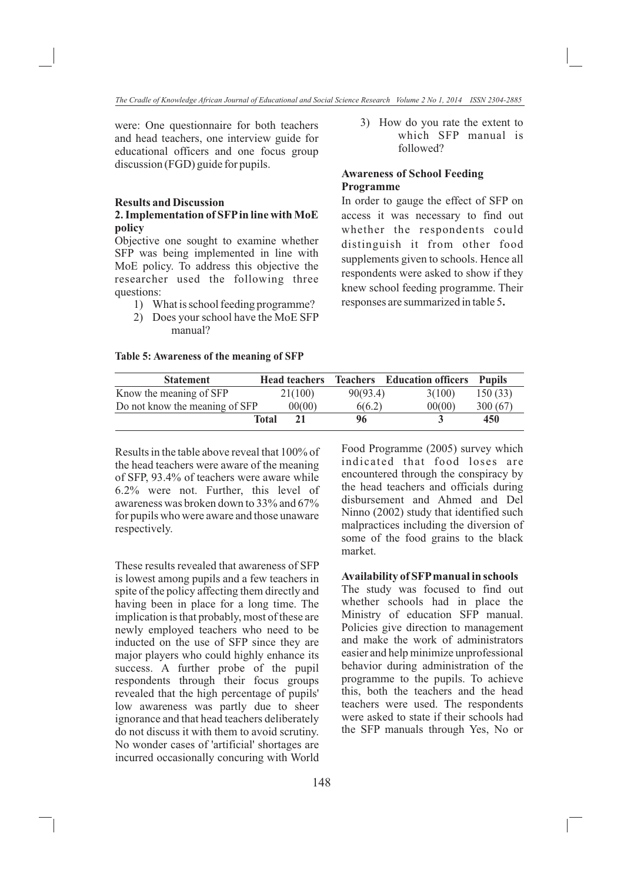were: One questionnaire for both teachers and head teachers, one interview guide for educational officers and one focus group discussion (FGD) guide for pupils.

## Results and Discussion

### 2. Implementation of SFP in line with MoE policy

Objective one sought to examine whether SFP was being implemented in line with MoE policy. To address this objective the researcher used the following three questions:

1) What is school feeding programme?
2) Does your school have the MoE SFP manual?
3) How do you rate the extent to which SFP manual is followed?

### Awareness of School Feeding Programme

In order to gauge the effect of SFP on access it was necessary to find out whether the respondents could distinguish it from other food supplements given to schools. Hence all respondents were asked to show if they knew school feeding programme. Their responses are summarized in table 5.

**Table 5: Awareness of the meaning of SFP**

| Statement | Head teachers | Teachers | Education officers | Pupils |
|---|---|---|---|---|
| Know the meaning of SFP | 21(100) | 90(93.4) | 3(100) | 150 (33) |
| Do not know the meaning of SFP | 00(00) | 6(6.2) | 00(00) | 300 (67) |
| **Total** | **21** | **96** | **3** | **450** |

Results in the table above reveal that 100% of the head teachers were aware of the meaning of SFP, 93.4% of teachers were aware while 6.2% were not. Further, this level of awareness was broken down to 33% and 67% for pupils who were aware and those unaware respectively.

These results revealed that awareness of SFP is lowest among pupils and a few teachers in spite of the policy affecting them directly and having been in place for a long time. The implication is that probably, most of these are newly employed teachers who need to be inducted on the use of SFP since they are major players who could highly enhance its success. A further probe of the pupil respondents through their focus groups revealed that the high percentage of pupils' low awareness was partly due to sheer ignorance and that head teachers deliberately do not discuss it with them to avoid scrutiny. No wonder cases of 'artificial' shortages are incurred occasionally concuring with World Food Programme (2005) survey which indicated that food loses are encountered through the conspiracy by the head teachers and officials during disbursement and Ahmed and Del Ninno (2002) study that identified such malpractices including the diversion of some of the food grains to the black market.

### Availability of SFP manual in schools

The study was focused to find out whether schools had in place the Ministry of education SFP manual. Policies give direction to management and make the work of administrators easier and help minimize unprofessional behavior during administration of the programme to the pupils. To achieve this, both the teachers and the head teachers were used. The respondents were asked to state if their schools had the SFP manuals through Yes, No or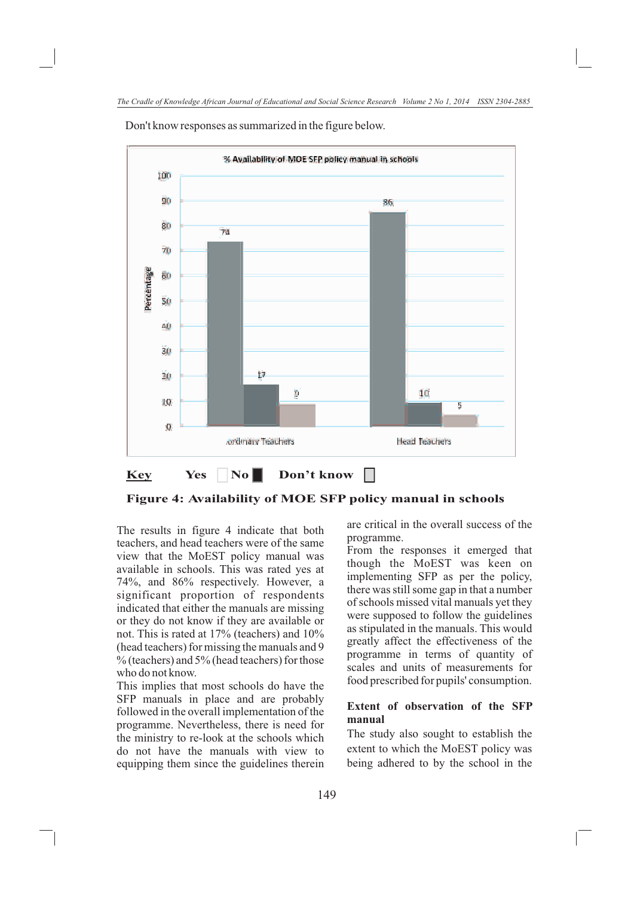Don't know responses as summarized in the figure below.

| | Yes | No | Don't know |
|---|---|---|---|
| Ordinary Teachers | 74 | 17 | 9 |
| Head Teachers | 86 | 10 | 5 |

**Key** Yes No Don't know

**Figure 4: Availability of MOE SFP policy manual in schools**

The results in figure 4 indicate that both teachers, and head teachers were of the same view that the MoEST policy manual was available in schools. This was rated yes at 74%, and 86% respectively. However, a significant proportion of respondents indicated that either the manuals are missing or they do not know if they are available or not. This is rated at 17% (teachers) and 10% (head teachers) for missing the manuals and 9 % (teachers) and 5% (head teachers) for those who do not know.

This implies that most schools do have the SFP manuals in place and are probably followed in the overall implementation of the programme. Nevertheless, there is need for the ministry to re-look at the schools which do not have the manuals with view to equipping them since the guidelines therein are critical in the overall success of the programme.

From the responses it emerged that though the MoEST was keen on implementing SFP as per the policy, there was still some gap in that a number of schools missed vital manuals yet they were supposed to follow the guidelines as stipulated in the manuals. This would greatly affect the effectiveness of the programme in terms of quantity of scales and units of measurements for food prescribed for pupils' consumption.

**Extent of observation of the SFP manual**

The study also sought to establish the extent to which the MoEST policy was being adhered to by the school in the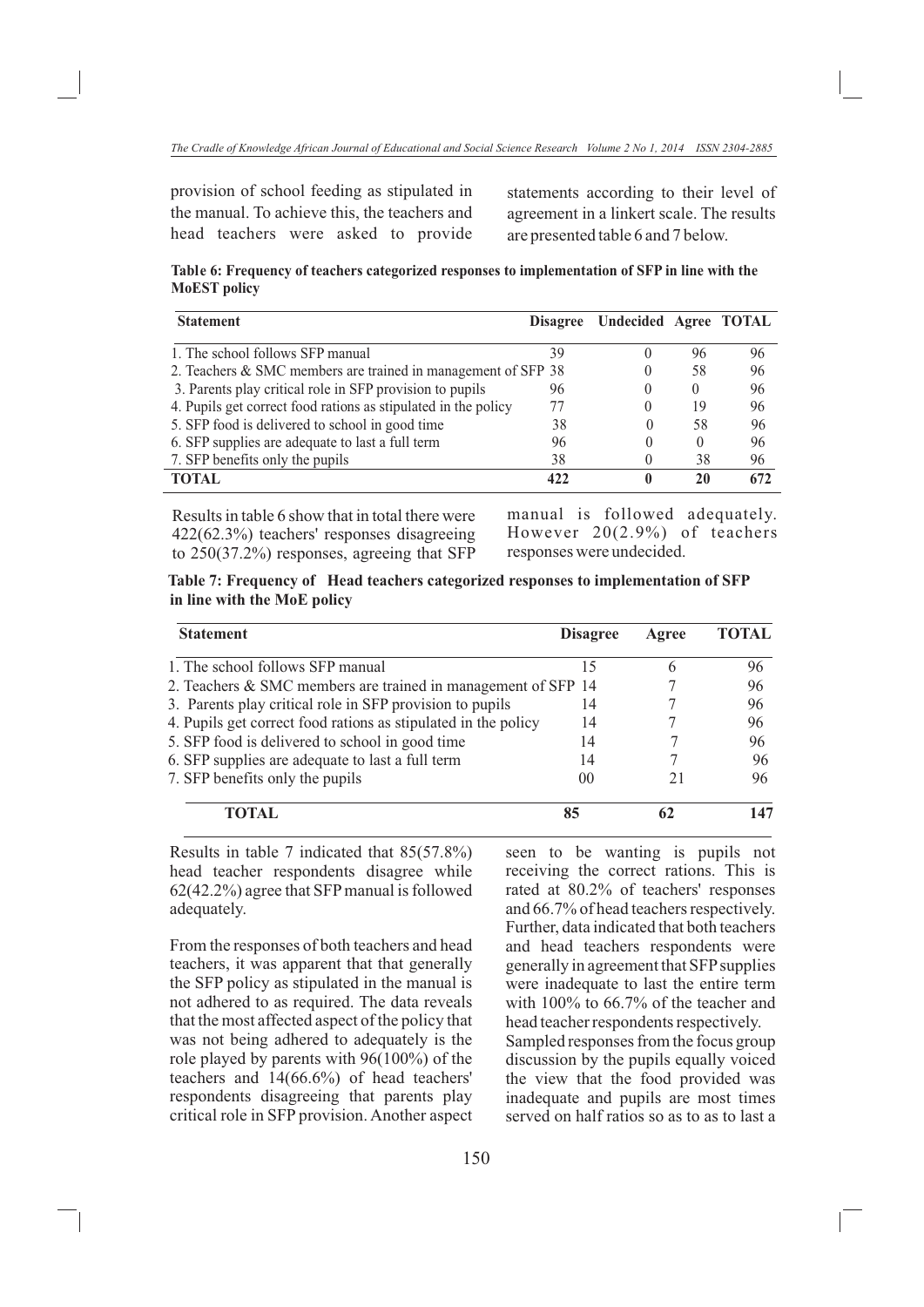provision of school feeding as stipulated in the manual. To achieve this, the teachers and head teachers were asked to provide statements according to their level of agreement in a linkert scale. The results are presented table 6 and 7 below.

**Table 6: Frequency of teachers categorized responses to implementation of SFP in line with the MoEST policy**

| Statement | Disagree | Undecided | Agree | TOTAL |
|---|---|---|---|---|
| 1. The school follows SFP manual | 39 | 0 | 96 | 96 |
| 2. Teachers & SMC members are trained in management of SFP | 38 | 0 | 58 | 96 |
| 3. Parents play critical role in SFP provision to pupils | 96 | 0 | 0 | 96 |
| 4. Pupils get correct food rations as stipulated in the policy | 77 | 0 | 19 | 96 |
| 5. SFP food is delivered to school in good time | 38 | 0 | 58 | 96 |
| 6. SFP supplies are adequate to last a full term | 96 | 0 | 0 | 96 |
| 7. SFP benefits only the pupils | 38 | 0 | 38 | 96 |
| **TOTAL** | **422** | **0** | **20** | **672** |

Results in table 6 show that in total there were 422(62.3%) teachers' responses disagreeing to 250(37.2%) responses, agreeing that SFP manual is followed adequately. However 20(2.9%) of teachers responses were undecided.

**Table 7: Frequency of Head teachers categorized responses to implementation of SFP in line with the MoE policy**

| Statement | Disagree | Agree | TOTAL |
|---|---|---|---|
| 1. The school follows SFP manual | 15 | 6 | 96 |
| 2. Teachers & SMC members are trained in management of SFP | 14 | 7 | 96 |
| 3. Parents play critical role in SFP provision to pupils | 14 | 7 | 96 |
| 4. Pupils get correct food rations as stipulated in the policy | 14 | 7 | 96 |
| 5. SFP food is delivered to school in good time | 14 | 7 | 96 |
| 6. SFP supplies are adequate to last a full term | 14 | 7 | 96 |
| 7. SFP benefits only the pupils | 00 | 21 | 96 |
| **TOTAL** | **85** | **62** | **147** |

Results in table 7 indicated that 85(57.8%) head teacher respondents disagree while 62(42.2%) agree that SFP manual is followed adequately.

From the responses of both teachers and head teachers, it was apparent that that generally the SFP policy as stipulated in the manual is not adhered to as required. The data reveals that the most affected aspect of the policy that was not being adhered to adequately is the role played by parents with 96(100%) of the teachers and 14(66.6%) of head teachers' respondents disagreeing that parents play critical role in SFP provision. Another aspect seen to be wanting is pupils not receiving the correct rations. This is rated at 80.2% of teachers' responses and 66.7% of head teachers respectively. Further, data indicated that both teachers and head teachers respondents were generally in agreement that SFP supplies were inadequate to last the entire term with 100% to 66.7% of the teacher and head teacher respondents respectively.

Sampled responses from the focus group discussion by the pupils equally voiced the view that the food provided was inadequate and pupils are most times served on half ratios so as to as to last a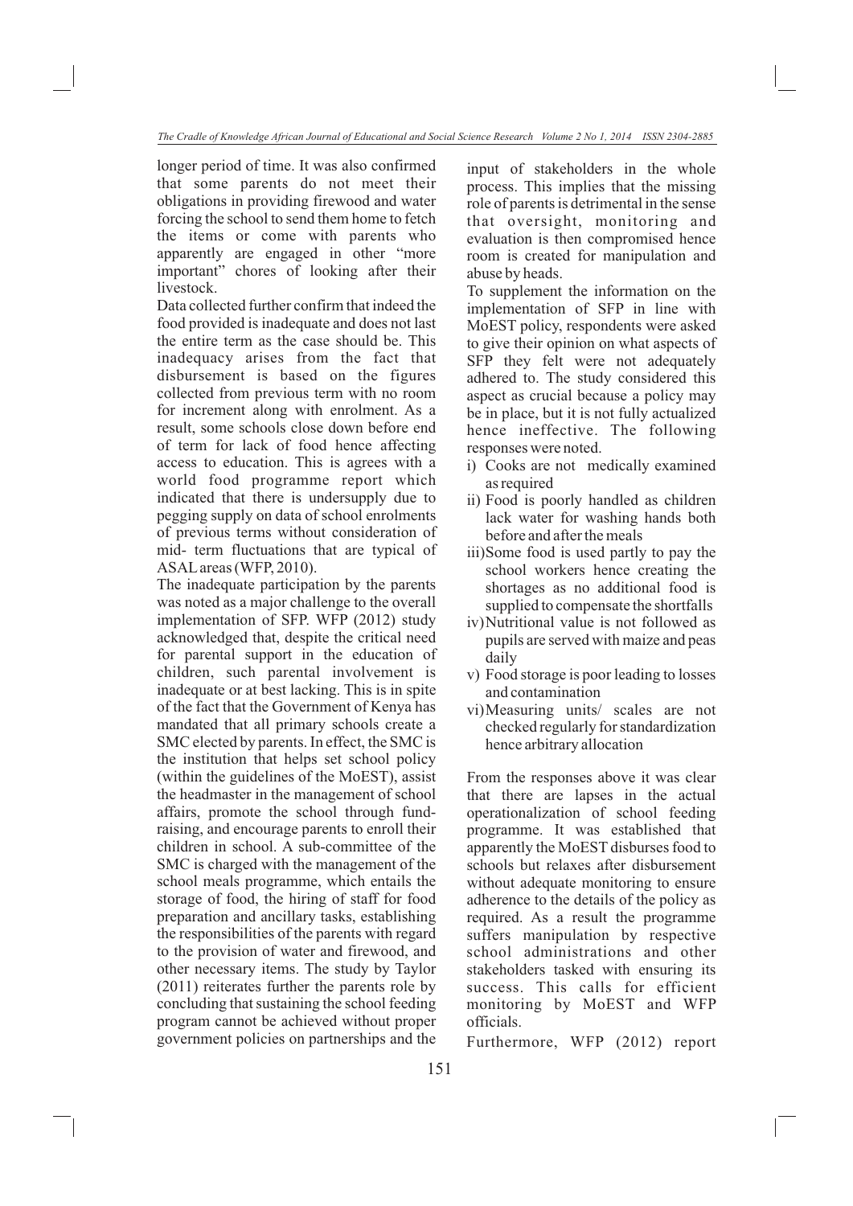longer period of time. It was also confirmed that some parents do not meet their obligations in providing firewood and water forcing the school to send them home to fetch the items or come with parents who apparently are engaged in other "more important" chores of looking after their livestock.

Data collected further confirm that indeed the food provided is inadequate and does not last the entire term as the case should be. This inadequacy arises from the fact that disbursement is based on the figures collected from previous term with no room for increment along with enrolment. As a result, some schools close down before end of term for lack of food hence affecting access to education. This is agrees with a world food programme report which indicated that there is undersupply due to pegging supply on data of school enrolments of previous terms without consideration of mid- term fluctuations that are typical of ASAL areas (WFP, 2010).

The inadequate participation by the parents was noted as a major challenge to the overall implementation of SFP. WFP (2012) study acknowledged that, despite the critical need for parental support in the education of children, such parental involvement is inadequate or at best lacking. This is in spite of the fact that the Government of Kenya has mandated that all primary schools create a SMC elected by parents. In effect, the SMC is the institution that helps set school policy (within the guidelines of the MoEST), assist the headmaster in the management of school affairs, promote the school through fund-raising, and encourage parents to enroll their children in school. A sub-committee of the SMC is charged with the management of the school meals programme, which entails the storage of food, the hiring of staff for food preparation and ancillary tasks, establishing the responsibilities of the parents with regard to the provision of water and firewood, and other necessary items. The study by Taylor (2011) reiterates further the parents role by concluding that sustaining the school feeding program cannot be achieved without proper government policies on partnerships and the input of stakeholders in the whole process. This implies that the missing role of parents is detrimental in the sense that oversight, monitoring and evaluation is then compromised hence room is created for manipulation and abuse by heads.

To supplement the information on the implementation of SFP in line with MoEST policy, respondents were asked to give their opinion on what aspects of SFP they felt were not adequately adhered to. The study considered this aspect as crucial because a policy may be in place, but it is not fully actualized hence ineffective. The following responses were noted.

i) Cooks are not medically examined as required
ii) Food is poorly handled as children lack water for washing hands both before and after the meals
iii) Some food is used partly to pay the school workers hence creating the shortages as no additional food is supplied to compensate the shortfalls
iv) Nutritional value is not followed as pupils are served with maize and peas daily
v) Food storage is poor leading to losses and contamination
vi) Measuring units/ scales are not checked regularly for standardization hence arbitrary allocation

From the responses above it was clear that there are lapses in the actual operationalization of school feeding programme. It was established that apparently the MoEST disburses food to schools but relaxes after disbursement without adequate monitoring to ensure adherence to the details of the policy as required. As a result the programme suffers manipulation by respective school administrations and other stakeholders tasked with ensuring its success. This calls for efficient monitoring by MoEST and WFP officials.

Furthermore, WFP (2012) report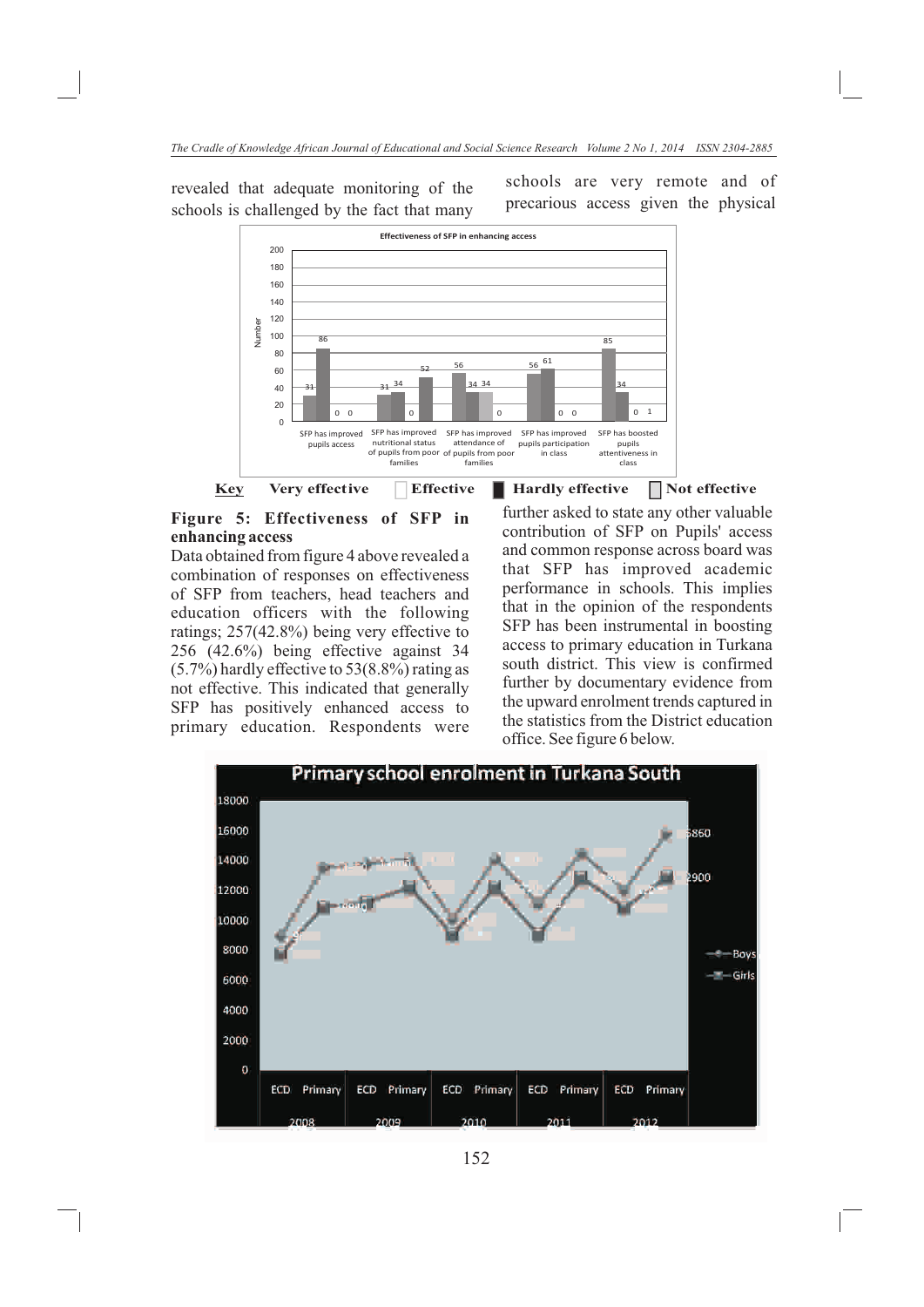revealed that adequate monitoring of the schools is challenged by the fact that many schools are very remote and of precarious access given the physical

**Key** Very effective Effective Hardly effective Not effective

**Figure 5: Effectiveness of SFP in enhancing access**

Data obtained from figure 4 above revealed a combination of responses on effectiveness of SFP from teachers, head teachers and education officers with the following ratings; 257(42.8%) being very effective to 256 (42.6%) being effective against 34 (5.7%) hardly effective to 53(8.8%) rating as not effective. This indicated that generally SFP has positively enhanced access to primary education. Respondents were further asked to state any other valuable contribution of SFP on Pupils' access and common response across board was that SFP has improved academic performance in schools. This implies that in the opinion of the respondents SFP has been instrumental in boosting access to primary education in Turkana south district. This view is confirmed further by documentary evidence from the upward enrolment trends captured in the statistics from the District education office. See figure 6 below.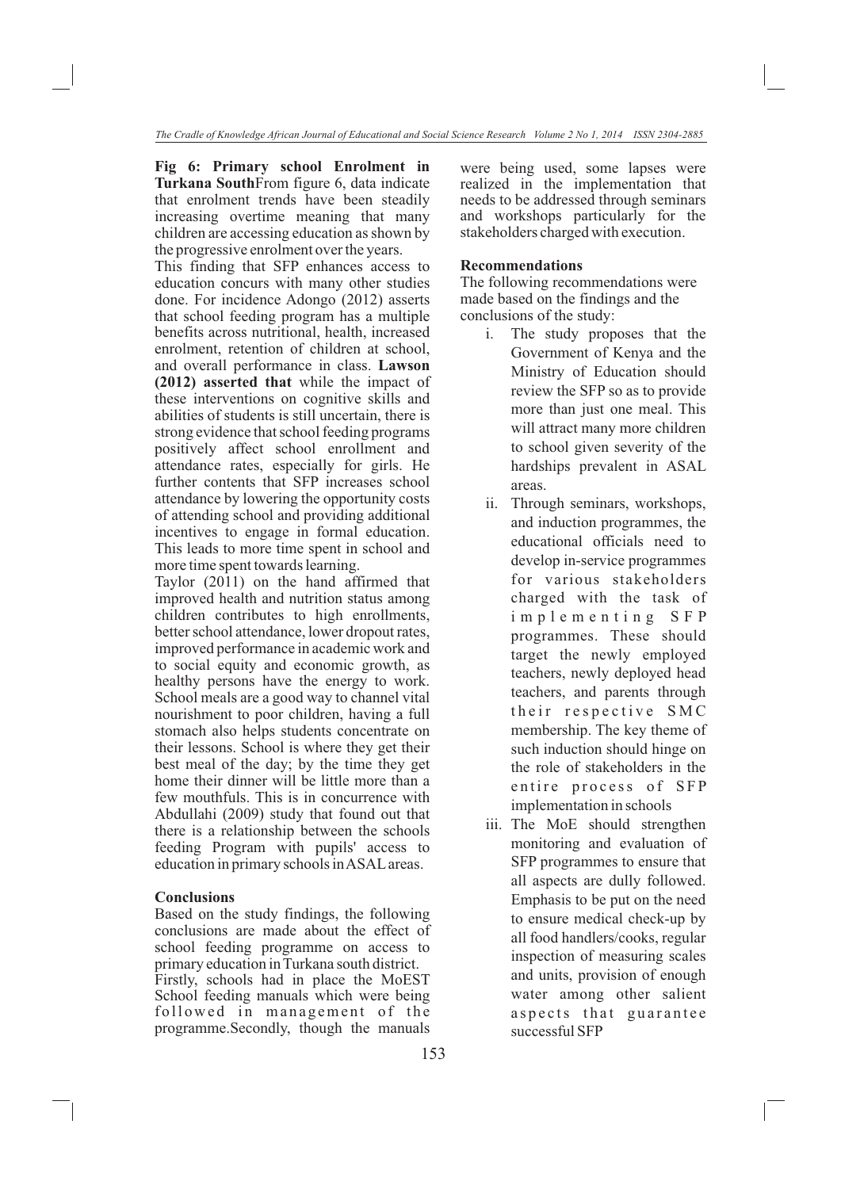**Fig 6: Primary school Enrolment in Turkana South**From figure 6, data indicate that enrolment trends have been steadily increasing overtime meaning that many children are accessing education as shown by the progressive enrolment over the years.

This finding that SFP enhances access to education concurs with many other studies done. For incidence Adongo (2012) asserts that school feeding program has a multiple benefits across nutritional, health, increased enrolment, retention of children at school, and overall performance in class. **Lawson (2012) asserted that** while the impact of these interventions on cognitive skills and abilities of students is still uncertain, there is strong evidence that school feeding programs positively affect school enrollment and attendance rates, especially for girls. He further contents that SFP increases school attendance by lowering the opportunity costs of attending school and providing additional incentives to engage in formal education. This leads to more time spent in school and more time spent towards learning.

Taylor (2011) on the hand affirmed that improved health and nutrition status among children contributes to high enrollments, better school attendance, lower dropout rates, improved performance in academic work and to social equity and economic growth, as healthy persons have the energy to work. School meals are a good way to channel vital nourishment to poor children, having a full stomach also helps students concentrate on their lessons. School is where they get their best meal of the day; by the time they get home their dinner will be little more than a few mouthfuls. This is in concurrence with Abdullahi (2009) study that found out that there is a relationship between the schools feeding Program with pupils' access to education in primary schools in ASAL areas.

## Conclusions

Based on the study findings, the following conclusions are made about the effect of school feeding programme on access to primary education in Turkana south district.

Firstly, schools had in place the MoEST School feeding manuals which were being followed in management of the programme.Secondly, though the manuals were being used, some lapses were realized in the implementation that needs to be addressed through seminars and workshops particularly for the stakeholders charged with execution.

## Recommendations

The following recommendations were made based on the findings and the conclusions of the study:

i. The study proposes that the Government of Kenya and the Ministry of Education should review the SFP so as to provide more than just one meal. This will attract many more children to school given severity of the hardships prevalent in ASAL areas.

ii. Through seminars, workshops, and induction programmes, the educational officials need to develop in-service programmes for various stakeholders charged with the task of implementing SFP programmes. These should target the newly employed teachers, newly deployed head teachers, and parents through their respective SMC membership. The key theme of such induction should hinge on the role of stakeholders in the entire process of SFP implementation in schools

iii. The MoE should strengthen monitoring and evaluation of SFP programmes to ensure that all aspects are dully followed. Emphasis to be put on the need to ensure medical check-up by all food handlers/cooks, regular inspection of measuring scales and units, provision of enough water among other salient aspects that guarantee successful SFP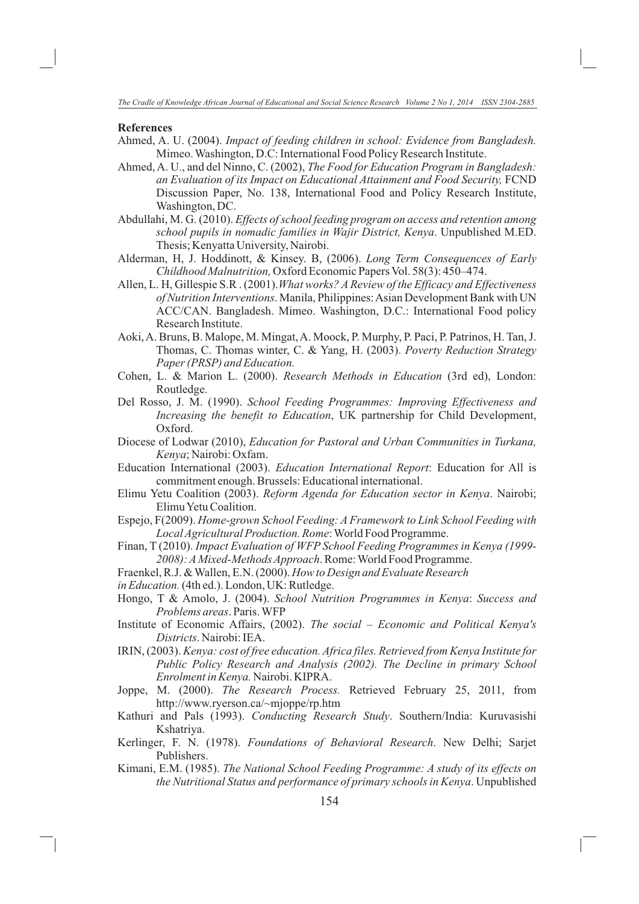## References

Ahmed, A. U. (2004). *Impact of feeding children in school: Evidence from Bangladesh.* Mimeo. Washington, D.C: International Food Policy Research Institute.

Ahmed, A. U., and del Ninno, C. (2002), *The Food for Education Program in Bangladesh: an Evaluation of its Impact on Educational Attainment and Food Security,* FCND Discussion Paper, No. 138, International Food and Policy Research Institute, Washington, DC.

Abdullahi, M. G. (2010). *Effects of school feeding program on access and retention among school pupils in nomadic families in Wajir District, Kenya*. Unpublished M.ED. Thesis; Kenyatta University, Nairobi.

Alderman, H, J. Hoddinott, & Kinsey. B, (2006). *Long Term Consequences of Early Childhood Malnutrition,* Oxford Economic Papers Vol. 58(3): 450–474.

Allen, L. H, Gillespie S.R . (2001).*What works? A Review of the Efficacy and Effectiveness of Nutrition Interventions*. Manila, Philippines: Asian Development Bank with UN ACC/CAN. Bangladesh. Mimeo. Washington, D.C.: International Food policy Research Institute.

Aoki, A. Bruns, B. Malope, M. Mingat, A. Moock, P. Murphy, P. Paci, P. Patrinos, H. Tan, J. Thomas, C. Thomas winter, C. & Yang, H. (2003). *Poverty Reduction Strategy Paper (PRSP) and Education.*

Cohen, L. & Marion L. (2000). *Research Methods in Education* (3rd ed), London: Routledge.

Del Rosso, J. M. (1990). *School Feeding Programmes: Improving Effectiveness and Increasing the benefit to Education*, UK partnership for Child Development, Oxford.

Diocese of Lodwar (2010), *Education for Pastoral and Urban Communities in Turkana, Kenya*; Nairobi: Oxfam.

Education International (2003). *Education International Report*: Education for All is commitment enough. Brussels: Educational international.

Elimu Yetu Coalition (2003). *Reform Agenda for Education sector in Kenya*. Nairobi; Elimu Yetu Coalition.

Espejo, F(2009). *Home-grown School Feeding: A Framework to Link School Feeding with Local Agricultural Production. Rome*: World Food Programme.

Finan, T (2010). *Impact Evaluation of WFP School Feeding Programmes in Kenya (1999-2008): A Mixed-Methods Approach*. Rome: World Food Programme.

Fraenkel, R.J. & Wallen, E.N. (2000). *How to Design and Evaluate Research in Education.* (4th ed.). London, UK: Rutledge.

Hongo, T & Amolo, J. (2004). *School Nutrition Programmes in Kenya*: *Success and Problems areas*. Paris. WFP

Institute of Economic Affairs, (2002). *The social – Economic and Political Kenya's Districts*. Nairobi: IEA.

IRIN, (2003). *Kenya: cost of free education. Africa files. Retrieved from Kenya Institute for Public Policy Research and Analysis (2002). The Decline in primary School Enrolment in Kenya.* Nairobi. KIPRA.

Joppe, M. (2000). *The Research Process.* Retrieved February 25, 2011, from http://www.ryerson.ca/~mjoppe/rp.htm

Kathuri and Pals (1993). *Conducting Research Study*. Southern/India: Kuruvasishi Kshatriya.

Kerlinger, F. N. (1978). *Foundations of Behavioral Research*. New Delhi; Sarjet Publishers.

Kimani, E.M. (1985). *The National School Feeding Programme: A study of its effects on the Nutritional Status and performance of primary schools in Kenya*. Unpublished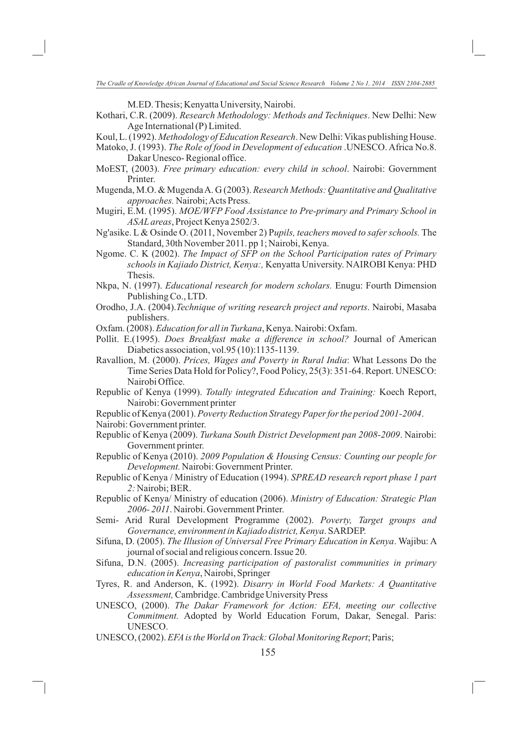M.ED. Thesis; Kenyatta University, Nairobi.

Kothari, C.R. (2009). *Research Methodology: Methods and Techniques*. New Delhi: New Age International (P) Limited.

Koul, L. (1992). *Methodology of Education Research*. New Delhi: Vikas publishing House.

Matoko, J. (1993). *The Role of food in Development of education* .UNESCO. Africa No.8. Dakar Unesco- Regional office.

MoEST, (2003). *Free primary education: every child in school*. Nairobi: Government Printer.

Mugenda, M.O. & Mugenda A. G (2003). *Research Methods: Quantitative and Qualitative approaches.* Nairobi; Acts Press.

Mugiri, E.M. (1995). *MOE/WFP Food Assistance to Pre-primary and Primary School in ASAL areas*, Project Kenya 2502/3.

Ng'asike. L & Osinde O. (2011, November 2) P*upils, teachers moved to safer schools.* The Standard, 30th November 2011. pp 1; Nairobi, Kenya.

Ngome. C. K (2002). *The Impact of SFP on the School Participation rates of Primary schools in Kajiado District, Kenya:,* Kenyatta University. NAIROBI Kenya: PHD Thesis.

Nkpa, N. (1997). *Educational research for modern scholars.* Enugu: Fourth Dimension Publishing Co., LTD.

Orodho, J.A. (2004).*Technique of writing research project and reports*. Nairobi, Masaba publishers.

Oxfam. (2008). *Education for all in Turkana*, Kenya. Nairobi: Oxfam.

Pollit. E.(1995). *Does Breakfast make a difference in school?* Journal of American Diabetics association, vol.95 (10):1135-1139.

Ravallion, M. (2000). *Prices, Wages and Poverty in Rural India*: What Lessons Do the Time Series Data Hold for Policy?, Food Policy, 25(3): 351-64. Report. UNESCO: Nairobi Office.

Republic of Kenya (1999). *Totally integrated Education and Training:* Koech Report, Nairobi: Government printer

Republic of Kenya (2001). *Poverty Reduction Strategy Paper for the period 2001-2004*.

Nairobi: Government printer.

Republic of Kenya (2009). *Turkana South District Development pan 2008-2009*. Nairobi: Government printer.

Republic of Kenya (2010). *2009 Population & Housing Census: Counting our people for Development.* Nairobi: Government Printer.

Republic of Kenya / Ministry of Education (1994). *SPREAD research report phase 1 part 2:* Nairobi; BER.

Republic of Kenya/ Ministry of education (2006). *Ministry of Education: Strategic Plan 2006- 2011*. Nairobi. Government Printer.

Semi- Arid Rural Development Programme (2002). *Poverty, Target groups and Governance, environment in Kajiado district, Kenya*. SARDEP.

Sifuna, D. (2005). *The Illusion of Universal Free Primary Education in Kenya*. Wajibu: A journal of social and religious concern. Issue 20.

Sifuna, D.N. (2005). *Increasing participation of pastoralist communities in primary education in Kenya*, Nairobi, Springer

Tyres, R. and Anderson, K. (1992). *Disarry in World Food Markets: A Quantitative Assessment,* Cambridge. Cambridge University Press

UNESCO, (2000). *The Dakar Framework for Action: EFA, meeting our collective Commitment.* Adopted by World Education Forum, Dakar, Senegal. Paris: UNESCO.

UNESCO, (2002). *EFA is the World on Track: Global Monitoring Report*; Paris;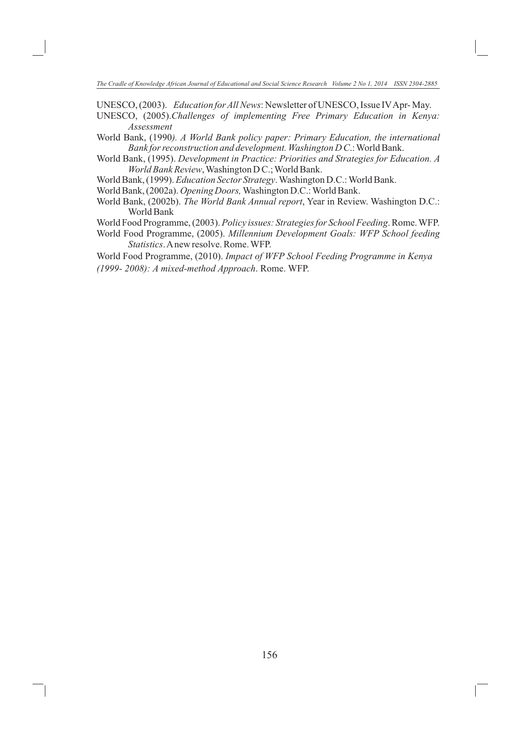UNESCO, (2003). *Education for All News*: Newsletter of UNESCO, Issue IV Apr- May.

UNESCO, (2005).*Challenges of implementing Free Primary Education in Kenya: Assessment*

World Bank, (1990*). A World Bank policy paper: Primary Education, the international Bank for reconstruction and development. Washington D C*.: World Bank.

World Bank, (1995). *Development in Practice: Priorities and Strategies for Education. A World Bank Review*, Washington D C.; World Bank.

World Bank, (1999). *Education Sector Strategy*. Washington D.C.: World Bank.

World Bank, (2002a). *Opening Doors,* Washington D.C.: World Bank.

World Bank, (2002b). *The World Bank Annual report*, Year in Review. Washington D.C.: World Bank

World Food Programme, (2003). *Policy issues: Strategies for School Feeding*. Rome. WFP.

World Food Programme, (2005). *Millennium Development Goals: WFP School feeding Statistics*. A new resolve. Rome. WFP.

World Food Programme, (2010). *Impact of WFP School Feeding Programme in Kenya (1999- 2008): A mixed-method Approach*. Rome. WFP.